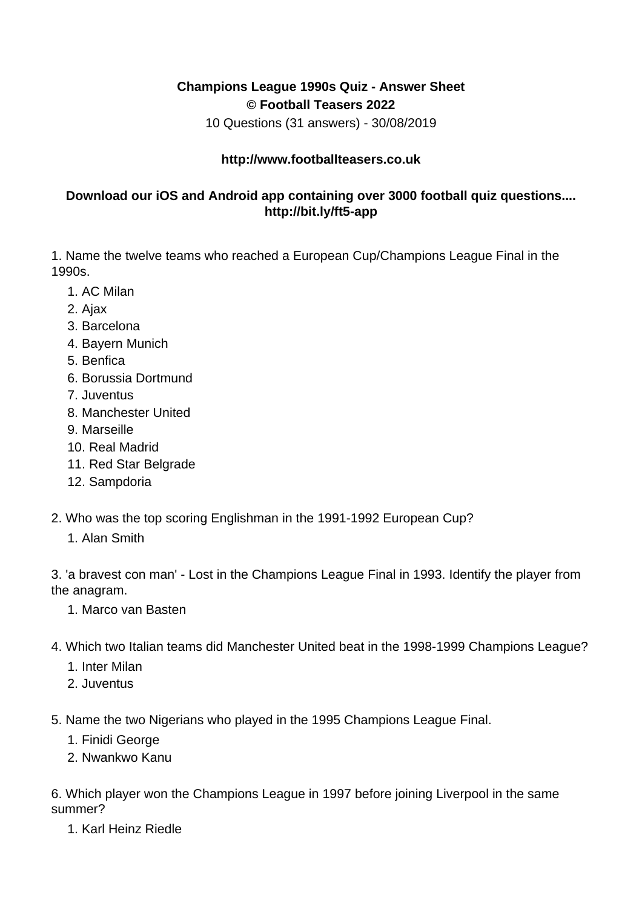**Champions League 1990s Quiz - Answer Sheet**
**© Football Teasers 2022**
10 Questions (31 answers) - 30/08/2019

**http://www.footballteasers.co.uk**

**Download our iOS and Android app containing over 3000 football quiz questions....**
**http://bit.ly/ft5-app**

1. Name the twelve teams who reached a European Cup/Champions League Final in the 1990s.
    1. AC Milan
    2. Ajax
    3. Barcelona
    4. Bayern Munich
    5. Benfica
    6. Borussia Dortmund
    7. Juventus
    8. Manchester United
    9. Marseille
    10. Real Madrid
    11. Red Star Belgrade
    12. Sampdoria

2. Who was the top scoring Englishman in the 1991-1992 European Cup?
    1. Alan Smith

3. 'a bravest con man' - Lost in the Champions League Final in 1993. Identify the player from the anagram.
    1. Marco van Basten

4. Which two Italian teams did Manchester United beat in the 1998-1999 Champions League?
    1. Inter Milan
    2. Juventus

5. Name the two Nigerians who played in the 1995 Champions League Final.
    1. Finidi George
    2. Nwankwo Kanu

6. Which player won the Champions League in 1997 before joining Liverpool in the same summer?
    1. Karl Heinz Riedle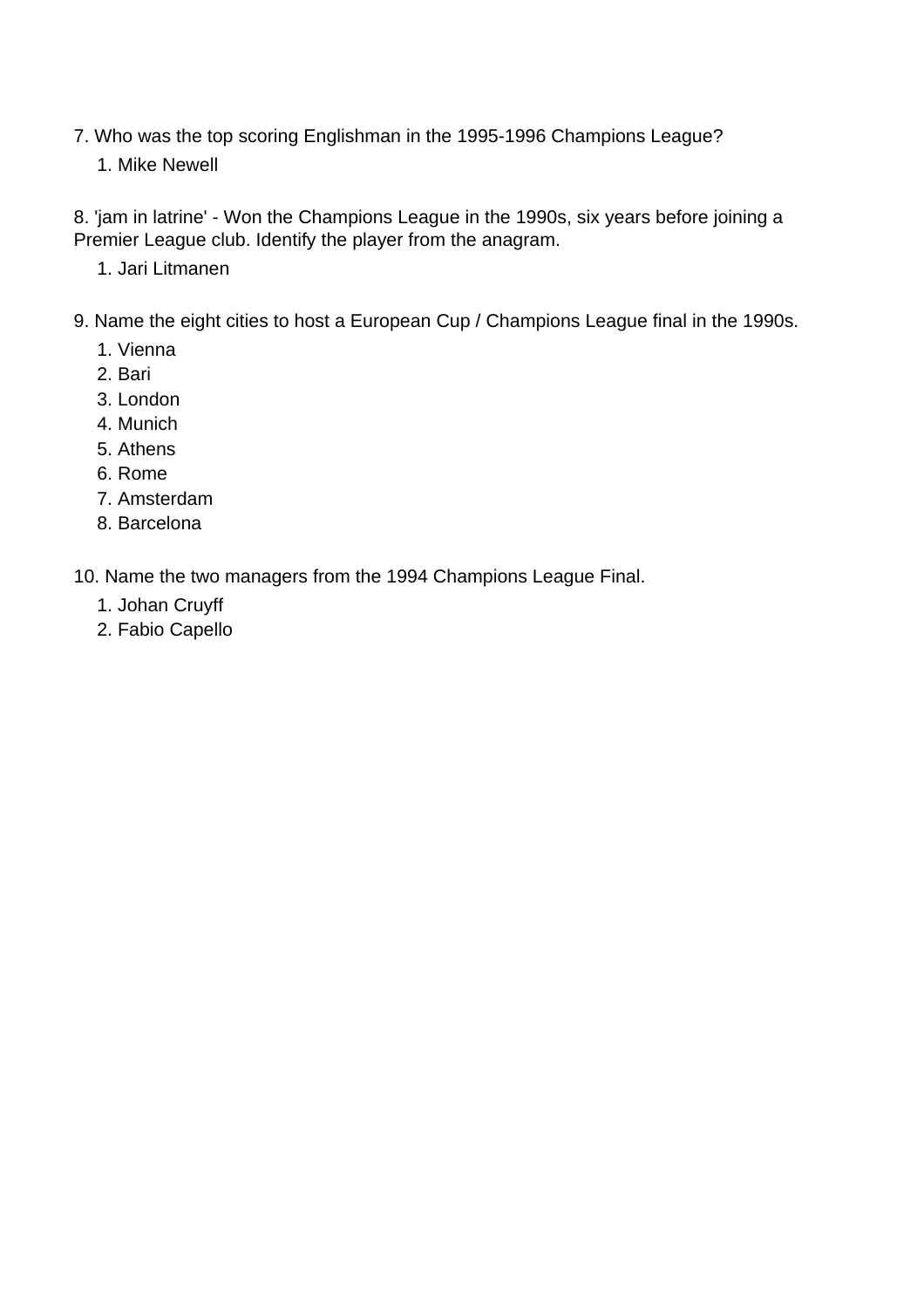7. Who was the top scoring Englishman in the 1995-1996 Champions League?
   1. Mike Newell

8. 'jam in latrine' - Won the Champions League in the 1990s, six years before joining a Premier League club. Identify the player from the anagram.
   1. Jari Litmanen

9. Name the eight cities to host a European Cup / Champions League final in the 1990s.
   1. Vienna
   2. Bari
   3. London
   4. Munich
   5. Athens
   6. Rome
   7. Amsterdam
   8. Barcelona

10. Name the two managers from the 1994 Champions League Final.
    1. Johan Cruyff
    2. Fabio Capello